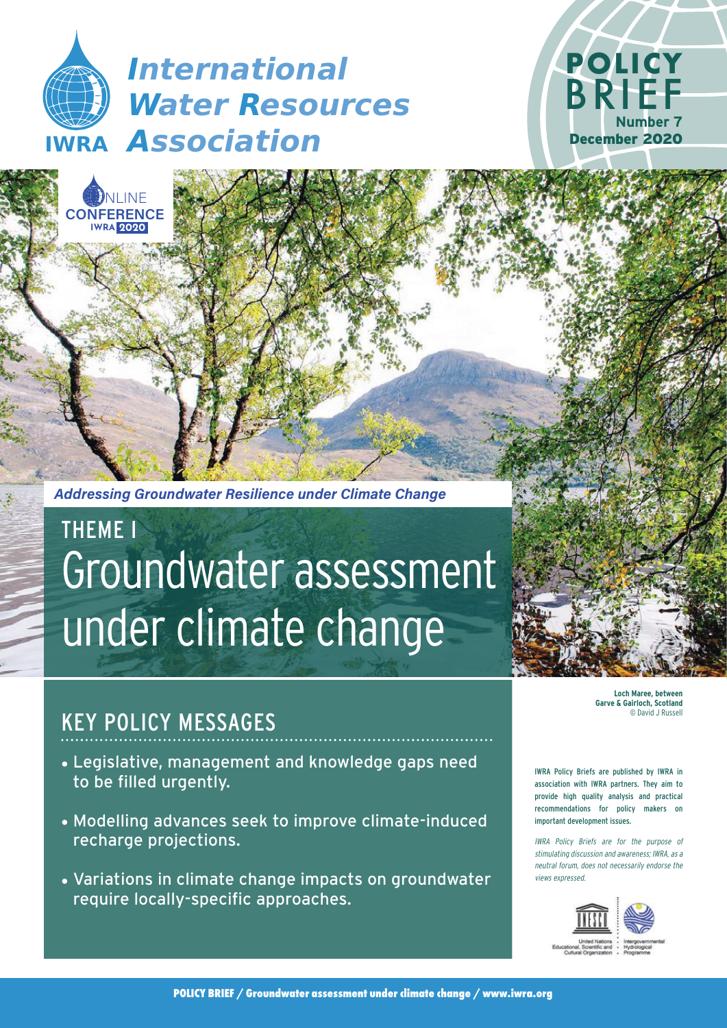# International Water Resources Association

IWRA

**POLICY BRIEF**
**Number 7**
**December 2020**

ONLINE CONFERENCE IWRA 2020

***Addressing Groundwater Resilience under Climate Change***

## THEME I
# Groundwater assessment under climate change

**Loch Maree, between Garve & Gairloch, Scotland**
© David J Russell

## KEY POLICY MESSAGES

- Legislative, management and knowledge gaps need to be filled urgently.
- Modelling advances seek to improve climate-induced recharge projections.
- Variations in climate change impacts on groundwater require locally-specific approaches.

IWRA Policy Briefs are published by IWRA in association with IWRA partners. They aim to provide high quality analysis and practical recommendations for policy makers on important development issues.

*IWRA Policy Briefs are for the purpose of stimulating discussion and awareness; IWRA, as a neutral forum, does not necessarily endorse the views expressed.*

United Nations Educational, Scientific and Cultural Organization · Intergovernmental Hydrological Programme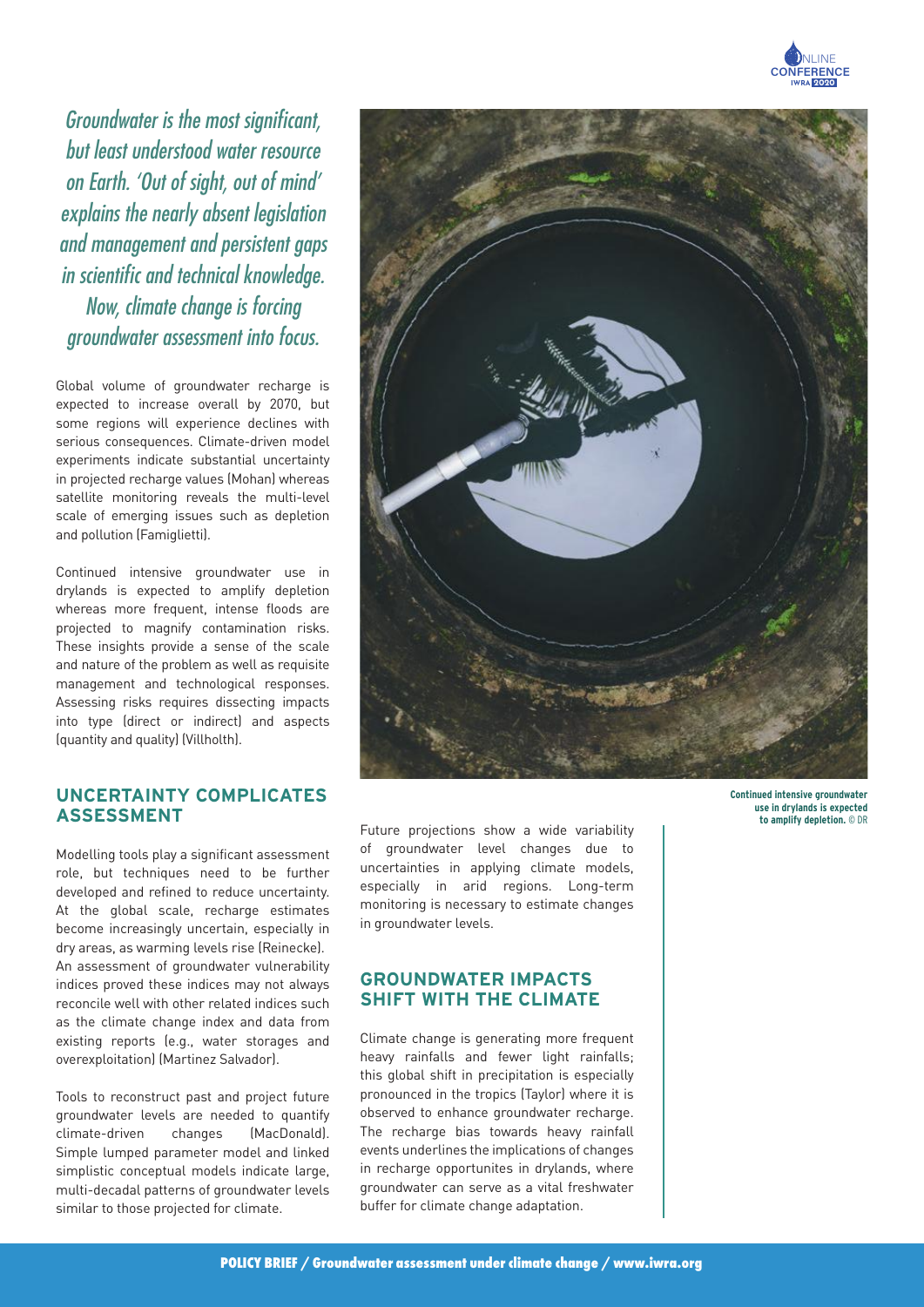*Groundwater is the most significant, but least understood water resource on Earth. 'Out of sight, out of mind' explains the nearly absent legislation and management and persistent gaps in scientific and technical knowledge. Now, climate change is forcing groundwater assessment into focus.*

Global volume of groundwater recharge is expected to increase overall by 2070, but some regions will experience declines with serious consequences. Climate-driven model experiments indicate substantial uncertainty in projected recharge values (Mohan) whereas satellite monitoring reveals the multi-level scale of emerging issues such as depletion and pollution (Famiglietti).

Continued intensive groundwater use in drylands is expected to amplify depletion whereas more frequent, intense floods are projected to magnify contamination risks. These insights provide a sense of the scale and nature of the problem as well as requisite management and technological responses. Assessing risks requires dissecting impacts into type (direct or indirect) and aspects (quantity and quality) (Villholth).

**Continued intensive groundwater use in drylands is expected to amplify depletion.** © DR

## UNCERTAINTY COMPLICATES ASSESSMENT

Modelling tools play a significant assessment role, but techniques need to be further developed and refined to reduce uncertainty. At the global scale, recharge estimates become increasingly uncertain, especially in dry areas, as warming levels rise (Reinecke). An assessment of groundwater vulnerability indices proved these indices may not always reconcile well with other related indices such as the climate change index and data from existing reports (e.g., water storages and overexploitation) (Martinez Salvador).

Tools to reconstruct past and project future groundwater levels are needed to quantify climate-driven changes (MacDonald). Simple lumped parameter model and linked simplistic conceptual models indicate large, multi-decadal patterns of groundwater levels similar to those projected for climate.

Future projections show a wide variability of groundwater level changes due to uncertainties in applying climate models, especially in arid regions. Long-term monitoring is necessary to estimate changes in groundwater levels.

## GROUNDWATER IMPACTS SHIFT WITH THE CLIMATE

Climate change is generating more frequent heavy rainfalls and fewer light rainfalls; this global shift in precipitation is especially pronounced in the tropics (Taylor) where it is observed to enhance groundwater recharge. The recharge bias towards heavy rainfall events underlines the implications of changes in recharge opportunites in drylands, where groundwater can serve as a vital freshwater buffer for climate change adaptation.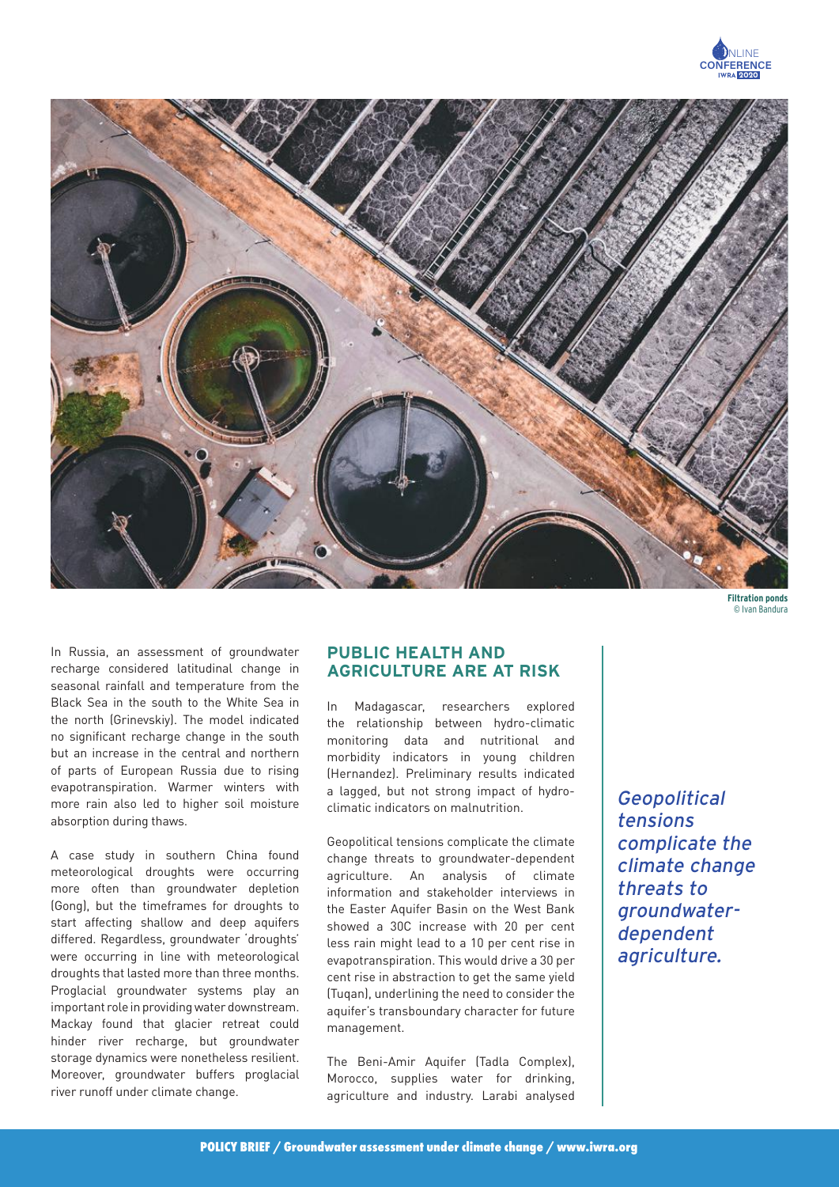Filtration ponds
© Ivan Bandura

In Russia, an assessment of groundwater recharge considered latitudinal change in seasonal rainfall and temperature from the Black Sea in the south to the White Sea in the north (Grinevskiy). The model indicated no significant recharge change in the south but an increase in the central and northern of parts of European Russia due to rising evapotranspiration. Warmer winters with more rain also led to higher soil moisture absorption during thaws.

A case study in southern China found meteorological droughts were occurring more often than groundwater depletion (Gong), but the timeframes for droughts to start affecting shallow and deep aquifers differed. Regardless, groundwater 'droughts' were occurring in line with meteorological droughts that lasted more than three months. Proglacial groundwater systems play an important role in providing water downstream. Mackay found that glacier retreat could hinder river recharge, but groundwater storage dynamics were nonetheless resilient. Moreover, groundwater buffers proglacial river runoff under climate change.

## PUBLIC HEALTH AND AGRICULTURE ARE AT RISK

In Madagascar, researchers explored the relationship between hydro-climatic monitoring data and nutritional and morbidity indicators in young children (Hernandez). Preliminary results indicated a lagged, but not strong impact of hydro-climatic indicators on malnutrition.

Geopolitical tensions complicate the climate change threats to groundwater-dependent agriculture. An analysis of climate information and stakeholder interviews in the Easter Aquifer Basin on the West Bank showed a 30C increase with 20 per cent less rain might lead to a 10 per cent rise in evapotranspiration. This would drive a 30 per cent rise in abstraction to get the same yield (Tuqan), underlining the need to consider the aquifer's transboundary character for future management.

The Beni-Amir Aquifer (Tadla Complex), Morocco, supplies water for drinking, agriculture and industry. Larabi analysed

*Geopolitical tensions complicate the climate change threats to groundwater-dependent agriculture.*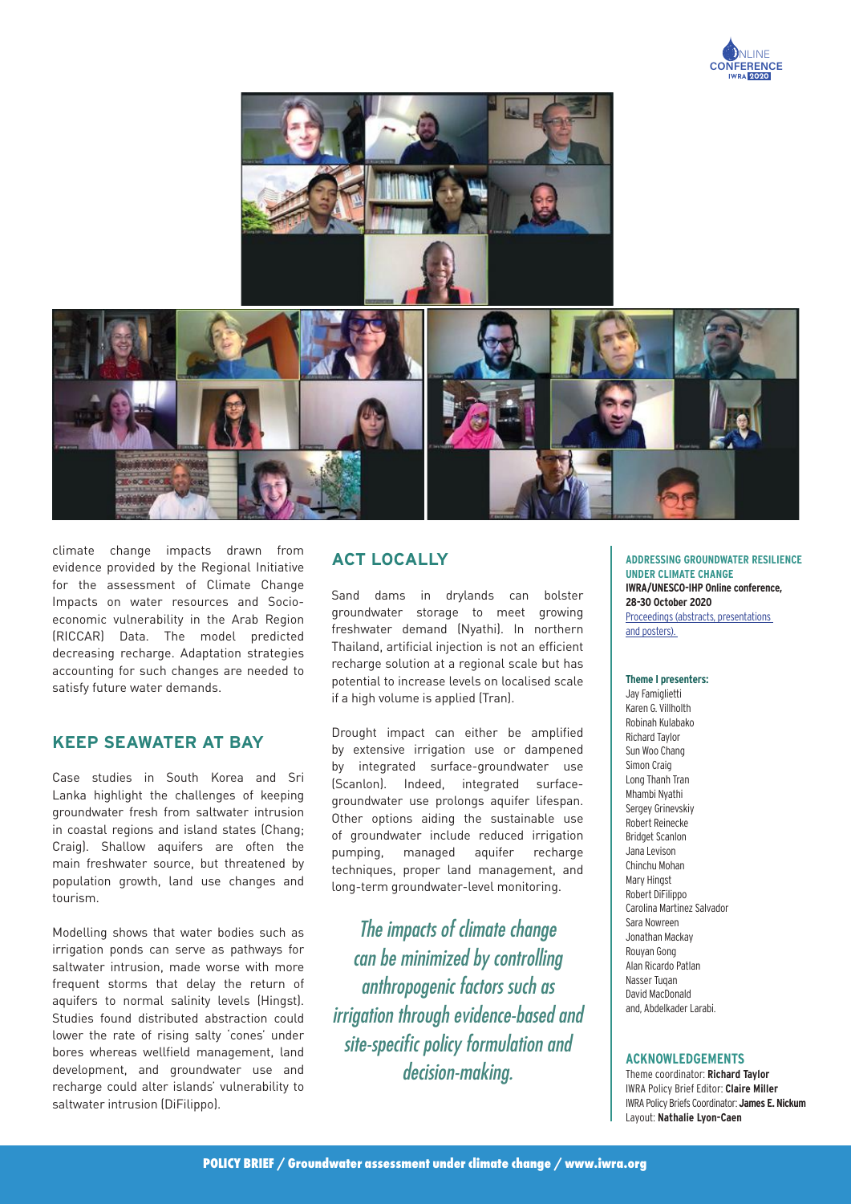climate change impacts drawn from evidence provided by the Regional Initiative for the assessment of Climate Change Impacts on water resources and Socio-economic vulnerability in the Arab Region (RICCAR) Data. The model predicted decreasing recharge. Adaptation strategies accounting for such changes are needed to satisfy future water demands.

## KEEP SEAWATER AT BAY

Case studies in South Korea and Sri Lanka highlight the challenges of keeping groundwater fresh from saltwater intrusion in coastal regions and island states (Chang; Craig). Shallow aquifers are often the main freshwater source, but threatened by population growth, land use changes and tourism.

Modelling shows that water bodies such as irrigation ponds can serve as pathways for saltwater intrusion, made worse with more frequent storms that delay the return of aquifers to normal salinity levels (Hingst). Studies found distributed abstraction could lower the rate of rising salty 'cones' under bores whereas wellfield management, land development, and groundwater use and recharge could alter islands' vulnerability to saltwater intrusion (DiFilippo).

## ACT LOCALLY

Sand dams in drylands can bolster groundwater storage to meet growing freshwater demand (Nyathi). In northern Thailand, artificial injection is not an efficient recharge solution at a regional scale but has potential to increase levels on localised scale if a high volume is applied (Tran).

Drought impact can either be amplified by extensive irrigation use or dampened by integrated surface-groundwater use (Scanlon). Indeed, integrated surface-groundwater use prolongs aquifer lifespan. Other options aiding the sustainable use of groundwater include reduced irrigation pumping, managed aquifer recharge techniques, proper land management, and long-term groundwater-level monitoring.

*The impacts of climate change can be minimized by controlling anthropogenic factors such as irrigation through evidence-based and site-specific policy formulation and decision-making.*

**ADDRESSING GROUNDWATER RESILIENCE UNDER CLIMATE CHANGE**
**IWRA/UNESCO-IHP Online conference, 28-30 October 2020**
Proceedings (abstracts, presentations and posters).

**Theme I presenters:**
Jay Famiglietti
Karen G. Villholth
Robinah Kulabako
Richard Taylor
Sun Woo Chang
Simon Craig
Long Thanh Tran
Mhambi Nyathi
Sergey Grinevskiy
Robert Reinecke
Bridget Scanlon
Jana Levison
Chinchu Mohan
Mary Hingst
Robert DiFilippo
Carolina Martinez Salvador
Sara Nowreen
Jonathan Mackay
Rouyan Gong
Alan Ricardo Patlan
Nasser Tuqan
David MacDonald
and, Abdelkader Larabi.

**ACKNOWLEDGEMENTS**
Theme coordinator: **Richard Taylor**
IWRA Policy Brief Editor: **Claire Miller**
IWRA Policy Briefs Coordinator: **James E. Nickum**
Layout: **Nathalie Lyon-Caen**